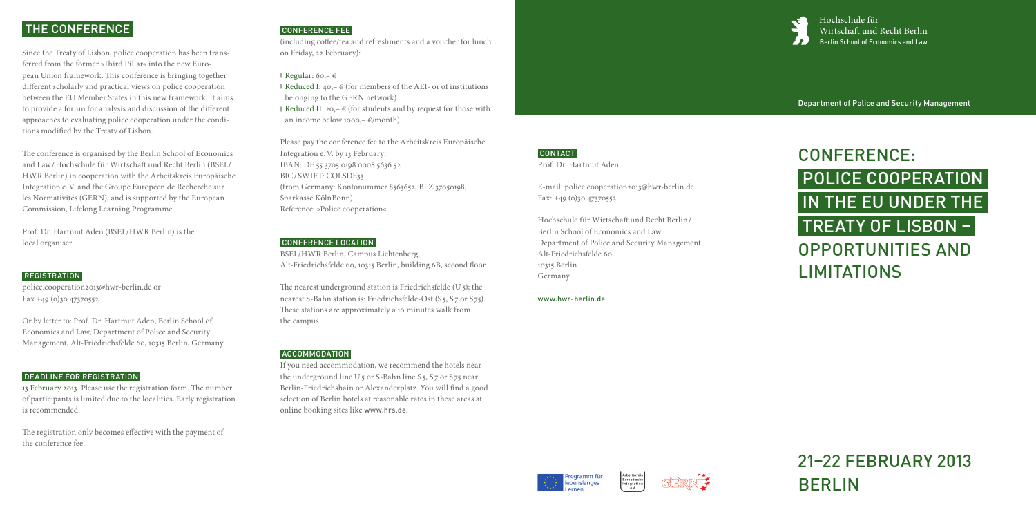## THE CONFERENCE

Since the Treaty of Lisbon, police cooperation has been transferred from the former »Third Pillar« into the new European Union framework. This conference is bringing together different scholarly and practical views on police cooperation between the EU Member States in this new framework. It aims to provide a forum for analysis and discussion of the different approaches to evaluating police cooperation under the conditions modified by the Treaty of Lisbon.

The conference is organised by the Berlin School of Economics and Law / Hochschule für Wirtschaft und Recht Berlin (BSEL/HWR Berlin) in cooperation with the Arbeitskreis Europäische Integration e. V. and the Groupe Européen de Recherche sur les Normativités (GERN), and is supported by the European Commission, Lifelong Learning Programme.

Prof. Dr. Hartmut Aden (BSEL/HWR Berlin) is the local organiser.

### REGISTRATION

police.cooperation2013@hwr-berlin.de or
Fax +49 (0)30 47370552

Or by letter to: Prof. Dr. Hartmut Aden, Berlin School of Economics and Law, Department of Police and Security Management, Alt-Friedrichsfelde 60, 10315 Berlin, Germany

### DEADLINE FOR REGISTRATION

13 February 2013. Please use the registration form. The number of participants is limited due to the localities. Early registration is recommended.

The registration only becomes effective with the payment of the conference fee.

### CONFERENCE FEE

(including coffee/tea and refreshments and a voucher for lunch on Friday, 22 February):

- Regular: 60,– €
- Reduced I: 40,– € (for members of the AEI- or of institutions belonging to the GERN network)
- Reduced II: 20,– € (for students and by request for those with an income below 1000,– €/month)

Please pay the conference fee to the Arbeitskreis Europäische Integration e. V. by 13 February:
IBAN: DE 55 3705 0198 0008 5636 52
BIC / SWIFT: COLSDE33
(from Germany: Kontonummer 8563652, BLZ 37050198, Sparkasse KölnBonn)
Reference: »Police cooperation«

### CONFERENCE LOCATION

BSEL/HWR Berlin, Campus Lichtenberg,
Alt-Friedrichsfelde 60, 10315 Berlin, building 6B, second floor.

The nearest underground station is Friedrichsfelde (U 5); the nearest S-Bahn station is: Friedrichsfelde-Ost (S 5, S 7 or S 75). These stations are approximately a 10 minutes walk from the campus.

### ACCOMMODATION

If you need accommodation, we recommend the hotels near the underground line U 5 or S-Bahn line S 5, S 7 or S 75 near Berlin-Friedrichshain or Alexanderplatz. You will find a good selection of Berlin hotels at reasonable rates in these areas at online booking sites like www.hrs.de.

### CONTACT

Prof. Dr. Hartmut Aden

E-mail: police.cooperation2013@hwr-berlin.de
Fax: +49 (0)30 47370552

Hochschule für Wirtschaft und Recht Berlin /
Berlin School of Economics and Law
Department of Police and Security Management
Alt-Friedrichsfelde 60
10315 Berlin
Germany

www.hwr-berlin.de

Hochschule für Wirtschaft und Recht Berlin
Berlin School of Economics and Law

Department of Police and Security Management

# CONFERENCE: POLICE COOPERATION IN THE EU UNDER THE TREATY OF LISBON – OPPORTUNITIES AND LIMITATIONS

Programm für lebenslanges Lernen

Arbeitskreis Europäische Integration e.V.

GERN

## 21–22 FEBRUARY 2013 BERLIN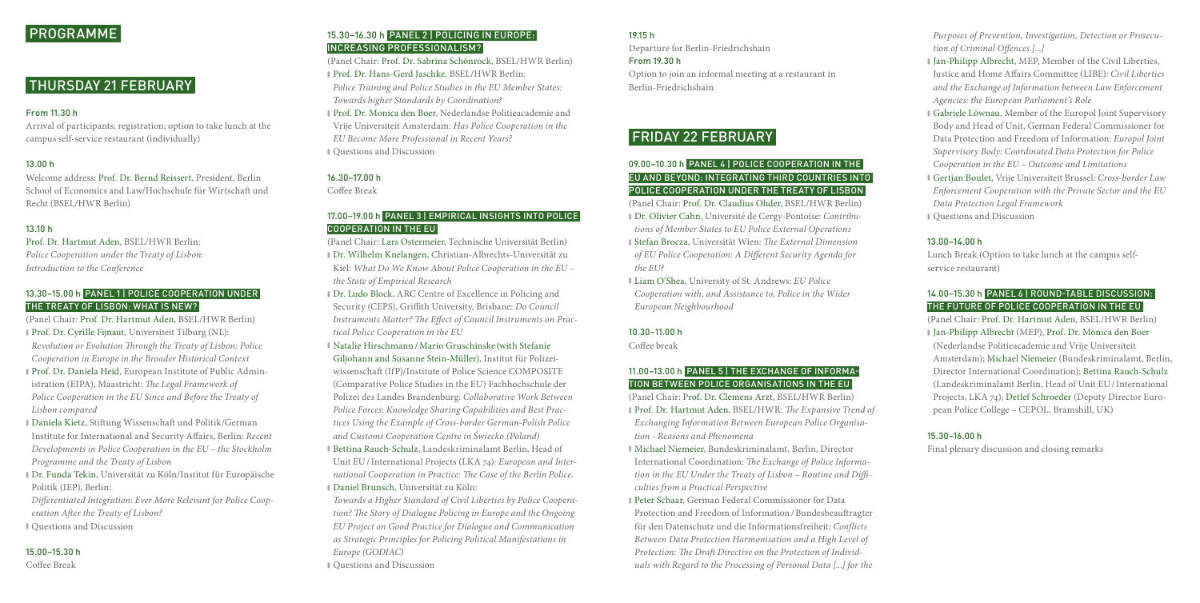# PROGRAMME

## THURSDAY 21 FEBRUARY

**From 11.30 h**

Arrival of participants; registration; option to take lunch at the campus self-service restaurant (individually)

**13.00 h**

Welcome address: Prof. Dr. Bernd Reissert, President, Berlin School of Economics and Law/Hochschule für Wirtschaft und Recht (BSEL/HWR Berlin)

**13.10 h**

Prof. Dr. Hartmut Aden, BSEL/HWR Berlin:
*Police Cooperation under the Treaty of Lisbon: Introduction to the Conference*

### 13.30–15.00 h PANEL 1 | POLICE COOPERATION UNDER THE TREATY OF LISBON: WHAT IS NEW?

(Panel Chair: Prof. Dr. Hartmut Aden, BSEL/HWR Berlin)

- Prof. Dr. Cyrille Fijnaut, Universiteit Tilburg (NL): *Revolution or Evolution Through the Treaty of Lisbon: Police Cooperation in Europe in the Broader Historical Context*
- Prof. Dr. Daniela Heid, European Institute of Public Administration (EIPA), Maastricht: *The Legal Framework of Police Cooperation in the EU Since and Before the Treaty of Lisbon compared*
- Daniela Kietz, Stiftung Wissenschaft und Politik/German Institute for International and Security Affairs, Berlin: *Recent Developments in Police Cooperation in the EU – the Stockholm Programme and the Treaty of Lisbon*
- Dr. Funda Tekin, Universität zu Köln/Institut für Europäische Politik (IEP), Berlin: *Differentiated Integration: Ever More Relevant for Police Cooperation After the Treaty of Lisbon?*
- Questions and Discussion

**15.00–15.30 h**

Coffee Break

### 15.30–16.30 h PANEL 2 | POLICING IN EUROPE: INCREASING PROFESSIONALISM?

(Panel Chair: Prof. Dr. Sabrina Schönrock, BSEL/HWR Berlin)

- Prof. Dr. Hans-Gerd Jaschke, BSEL/HWR Berlin: *Police Training and Police Studies in the EU Member States: Towards higher Standards by Coordination?*
- Prof. Dr. Monica den Boer, Nederlandse Politieacademie and Vrije Universiteit Amsterdam: *Has Police Cooperation in the EU Become More Professional in Recent Years?*
- Questions and Discussion

**16.30–17.00 h**

Coffee Break

### 17.00–19.00 h PANEL 3 | EMPIRICAL INSIGHTS INTO POLICE COOPERATION IN THE EU

(Panel Chair: Lars Ostermeier, Technische Universität Berlin)

- Dr. Wilhelm Knelangen, Christian-Albrechts-Universität zu Kiel: *What Do We Know About Police Cooperation in the EU – the State of Empirical Research*
- Dr. Ludo Block, ARC Centre of Excellence in Policing and Security (CEPS), Griffith University, Brisbane: *Do Council Instruments Matter? The Effect of Council Instruments on Practical Police Cooperation in the EU*
- Natalie Hirschmann / Mario Gruschinske (with Stefanie Giljohann and Susanne Stein-Müller), Institut für Polizeiwissenschaft (IfP)/Institute of Police Science COMPOSITE (Comparative Police Studies in the EU) Fachhochschule der Polizei des Landes Brandenburg: *Collaborative Work Between Police Forces: Knowledge Sharing Capabilities and Best Practices Using the Example of Cross-border German-Polish Police and Customs Cooperation Centre in Świecko (Poland)*
- Bettina Rauch-Schulz, Landeskriminalamt Berlin, Head of Unit EU / International Projects (LKA 74): *European and International Cooperation in Practice: The Case of the Berlin Police.*
- Daniel Brunsch, Universität zu Köln: *Towards a Higher Standard of Civil Liberties by Police Cooperation? The Story of Dialogue Policing in Europe and the Ongoing EU Project on Good Practice for Dialogue and Communication as Strategic Principles for Policing Political Manifestations in Europe (GODIAC)*
- Questions and Discussion

**19.15 h**

Departure for Berlin-Friedrichshain

**From 19.30 h**

Option to join an informal meeting at a restaurant in Berlin-Friedrichshain

## FRIDAY 22 FEBRUARY

### 09.00–10.30 h PANEL 4 | POLICE COOPERATION IN THE EU AND BEYOND: INTEGRATING THIRD COUNTRIES INTO POLICE COOPERATION UNDER THE TREATY OF LISBON

(Panel Chair: Prof. Dr. Claudius Ohder, BSEL/HWR Berlin)

- Dr. Olivier Cahn, Université de Cergy-Pontoise: *Contributions of Member States to EU Police External Operations*
- Stefan Brocza, Universität Wien: *The External Dimension of EU Police Cooperation: A Different Security Agenda for the EU?*
- Liam O'Shea, University of St. Andrews: *EU Police Cooperation with, and Assistance to, Police in the Wider European Neighbourhood*

**10.30–11.00 h**

Coffee break

### 11.00–13.00 h PANEL 5 | THE EXCHANGE OF INFORMATION BETWEEN POLICE ORGANISATIONS IN THE EU

(Panel Chair: Prof. Dr. Clemens Arzt, BSEL/HWR Berlin)

- Prof. Dr. Hartmut Aden, BSEL/HWR: *The Expansive Trend of Exchanging Information Between European Police Organisation - Reasons and Phenomena*
- Michael Niemeier, Bundeskriminalamt, Berlin, Director International Coordination: *The Exchange of Police Information in the EU Under the Treaty of Lisbon – Routine and Difficulties from a Practical Perspective*
- Peter Schaar, German Federal Commissioner for Data Protection and Freedom of Information / Bundesbeauftragter für den Datenschutz und die Informationsfreiheit: *Conflicts Between Data Protection Harmonisation and a High Level of Protection: The Draft Directive on the Protection of Individuals with Regard to the Processing of Personal Data [...] for the Purposes of Prevention, Investigation, Detection or Prosecution of Criminal Offences [...]*
- Jan-Philipp Albrecht, MEP, Member of the Civil Liberties, Justice and Home Affairs Committee (LIBE): *Civil Liberties and the Exchange of Information between Law Enforcement Agencies: the European Parliament's Role*
- Gabriele Löwnau, Member of the Europol Joint Supervisory Body and Head of Unit, German Federal Commissioner for Data Protection and Freedom of Information: *Europol Joint Supervisory Body: Coordinated Data Protection for Police Cooperation in the EU – Outcome and Limitations*
- Gertjan Boulet, Vrije Universiteit Brussel: *Cross-border Law Enforcement Cooperation with the Private Sector and the EU Data Protection Legal Framework*
- Questions and Discussion

**13.00–14.00 h**

Lunch Break (Option to take lunch at the campus self-service restaurant)

### 14.00–15.30 h PANEL 6 | ROUND-TABLE DISCUSSION: THE FUTURE OF POLICE COOPERATION IN THE EU

(Panel Chair: Prof. Dr. Hartmut Aden, BSEL/HWR Berlin)

- Jan-Philipp Albrecht (MEP), Prof. Dr. Monica den Boer (Nederlandse Politieacademie and Vrije Universiteit Amsterdam); Michael Niemeier (Bundeskriminalamt, Berlin, Director International Coordination); Bettina Rauch-Schulz (Landeskriminalamt Berlin, Head of Unit EU / International Projects, LKA 74); Detlef Schroeder (Deputy Director European Police College – CEPOL, Bramshill, UK)

**15.30–16.00 h**

Final plenary discussion and closing remarks